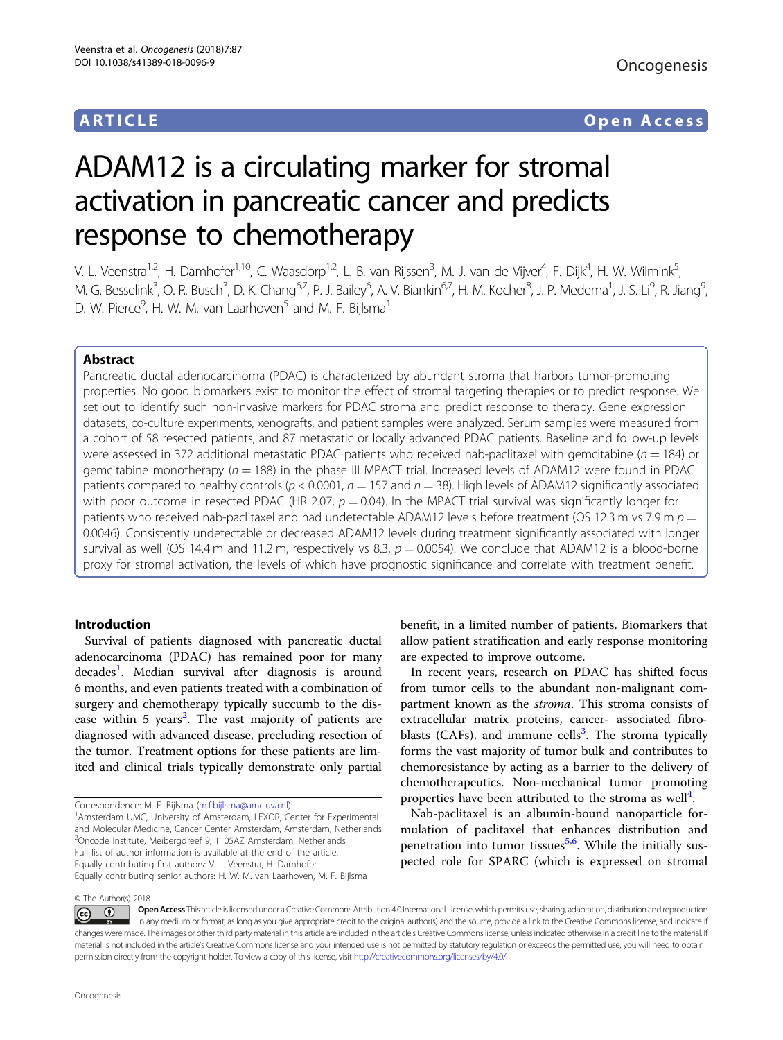ARTICLE Open Access

# ADAM12 is a circulating marker for stromal activation in pancreatic cancer and predicts response to chemotherapy

V. L. Veenstra[1,2], H. Damhofer[1,10], C. Waasdorp[1,2], L. B. van Rijssen[3], M. J. van de Vijver[4], F. Dijk[4], H. W. Wilmink[5], M. G. Besselink[3], O. R. Busch[3], D. K. Chang[6,7], P. J. Bailey[6], A. V. Biankin[6,7], H. M. Kocher[8], J. P. Medema[1], J. S. Li[9], R. Jiang[9], D. W. Pierce[9], H. W. M. van Laarhoven[5] and M. F. Bijlsma[1]

## Abstract

Pancreatic ductal adenocarcinoma (PDAC) is characterized by abundant stroma that harbors tumor-promoting properties. No good biomarkers exist to monitor the effect of stromal targeting therapies or to predict response. We set out to identify such non-invasive markers for PDAC stroma and predict response to therapy. Gene expression datasets, co-culture experiments, xenografts, and patient samples were analyzed. Serum samples were measured from a cohort of 58 resected patients, and 87 metastatic or locally advanced PDAC patients. Baseline and follow-up levels were assessed in 372 additional metastatic PDAC patients who received nab-paclitaxel with gemcitabine ($n = 184$) or gemcitabine monotherapy ($n = 188$) in the phase III MPACT trial. Increased levels of ADAM12 were found in PDAC patients compared to healthy controls ($p < 0.0001$, $n = 157$ and $n = 38$). High levels of ADAM12 significantly associated with poor outcome in resected PDAC (HR 2.07, $p = 0.04$). In the MPACT trial survival was significantly longer for patients who received nab-paclitaxel and had undetectable ADAM12 levels before treatment (OS 12.3 m vs 7.9 m $p = 0.0046$). Consistently undetectable or decreased ADAM12 levels during treatment significantly associated with longer survival as well (OS 14.4 m and 11.2 m, respectively vs 8.3, $p = 0.0054$). We conclude that ADAM12 is a blood-borne proxy for stromal activation, the levels of which have prognostic significance and correlate with treatment benefit.

## Introduction

Survival of patients diagnosed with pancreatic ductal adenocarcinoma (PDAC) has remained poor for many decades[1]. Median survival after diagnosis is around 6 months, and even patients treated with a combination of surgery and chemotherapy typically succumb to the disease within 5 years[2]. The vast majority of patients are diagnosed with advanced disease, precluding resection of the tumor. Treatment options for these patients are limited and clinical trials typically demonstrate only partial benefit, in a limited number of patients. Biomarkers that allow patient stratification and early response monitoring are expected to improve outcome.

In recent years, research on PDAC has shifted focus from tumor cells to the abundant non-malignant compartment known as the *stroma*. This stroma consists of extracellular matrix proteins, cancer- associated fibroblasts (CAFs), and immune cells[3]. The stroma typically forms the vast majority of tumor bulk and contributes to chemoresistance by acting as a barrier to the delivery of chemotherapeutics. Non-mechanical tumor promoting properties have been attributed to the stroma as well[4].

Nab-paclitaxel is an albumin-bound nanoparticle formulation of paclitaxel that enhances distribution and penetration into tumor tissues[5,6]. While the initially suspected role for SPARC (which is expressed on stromal

Correspondence: M. F. Bijlsma (m.f.bijlsma@amc.uva.nl)
[1]Amsterdam UMC, University of Amsterdam, LEXOR, Center for Experimental and Molecular Medicine, Cancer Center Amsterdam, Amsterdam, Netherlands
[2]Oncode Institute, Meibergdreef 9, 1105AZ Amsterdam, Netherlands
Full list of author information is available at the end of the article.
Equally contributing first authors: V. L. Veenstra, H. Damhofer
Equally contributing senior authors: H. W. M. van Laarhoven, M. F. Bijlsma

© The Author(s) 2018

Open Access This article is licensed under a Creative Commons Attribution 4.0 International License, which permits use, sharing, adaptation, distribution and reproduction in any medium or format, as long as you give appropriate credit to the original author(s) and the source, provide a link to the Creative Commons license, and indicate if changes were made. The images or other third party material in this article are included in the article's Creative Commons license, unless indicated otherwise in a credit line to the material. If material is not included in the article's Creative Commons license and your intended use is not permitted by statutory regulation or exceeds the permitted use, you will need to obtain permission directly from the copyright holder. To view a copy of this license, visit http://creativecommons.org/licenses/by/4.0/.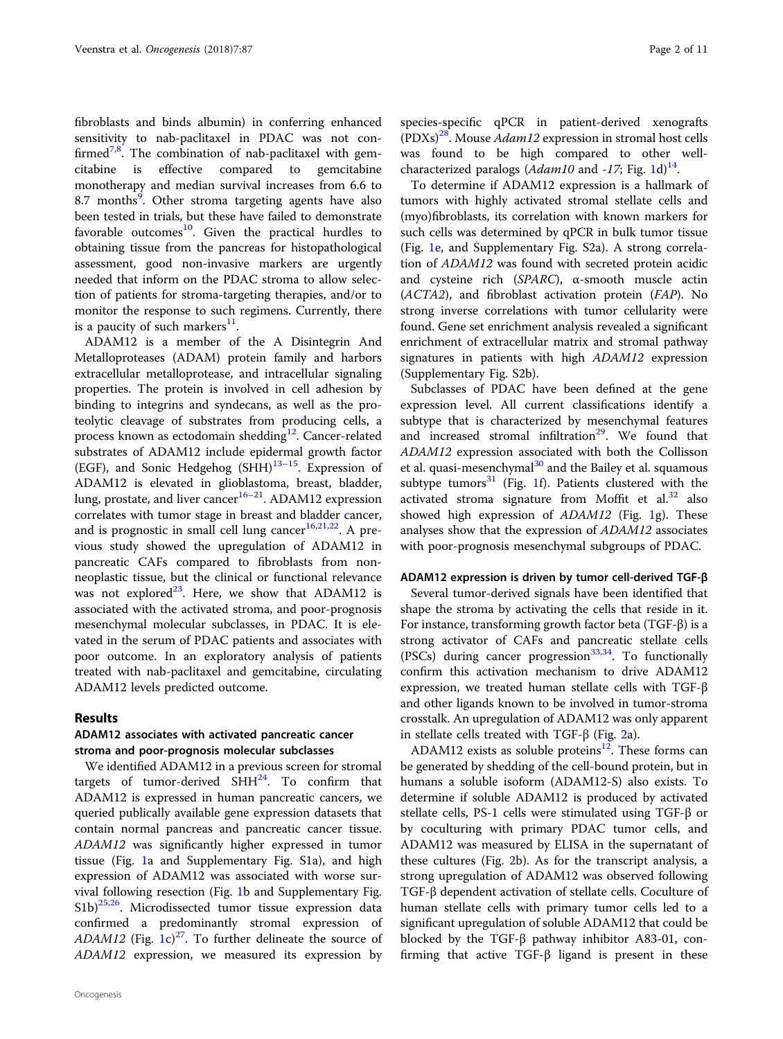fibroblasts and binds albumin) in conferring enhanced sensitivity to nab-paclitaxel in PDAC was not confirmed[7,8]. The combination of nab-paclitaxel with gemcitabine is effective compared to gemcitabine monotherapy and median survival increases from 6.6 to 8.7 months[9]. Other stroma targeting agents have also been tested in trials, but these have failed to demonstrate favorable outcomes[10]. Given the practical hurdles to obtaining tissue from the pancreas for histopathological assessment, good non-invasive markers are urgently needed that inform on the PDAC stroma to allow selection of patients for stroma-targeting therapies, and/or to monitor the response to such regimens. Currently, there is a paucity of such markers[11].

ADAM12 is a member of the A Disintegrin And Metalloproteases (ADAM) protein family and harbors extracellular metalloprotease, and intracellular signaling properties. The protein is involved in cell adhesion by binding to integrins and syndecans, as well as the proteolytic cleavage of substrates from producing cells, a process known as ectodomain shedding[12]. Cancer-related substrates of ADAM12 include epidermal growth factor (EGF), and Sonic Hedgehog (SHH)[13–15]. Expression of ADAM12 is elevated in glioblastoma, breast, bladder, lung, prostate, and liver cancer[16–21]. ADAM12 expression correlates with tumor stage in breast and bladder cancer, and is prognostic in small cell lung cancer[16,21,22]. A previous study showed the upregulation of ADAM12 in pancreatic CAFs compared to fibroblasts from non-neoplastic tissue, but the clinical or functional relevance was not explored[23]. Here, we show that ADAM12 is associated with the activated stroma, and poor-prognosis mesenchymal molecular subclasses, in PDAC. It is elevated in the serum of PDAC patients and associates with poor outcome. In an exploratory analysis of patients treated with nab-paclitaxel and gemcitabine, circulating ADAM12 levels predicted outcome.

## Results

### ADAM12 associates with activated pancreatic cancer stroma and poor-prognosis molecular subclasses

We identified ADAM12 in a previous screen for stromal targets of tumor-derived SHH[24]. To confirm that ADAM12 is expressed in human pancreatic cancers, we queried publically available gene expression datasets that contain normal pancreas and pancreatic cancer tissue. *ADAM12* was significantly higher expressed in tumor tissue (Fig. 1a and Supplementary Fig. S1a), and high expression of ADAM12 was associated with worse survival following resection (Fig. 1b and Supplementary Fig. S1b)[25,26]. Microdissected tumor tissue expression data confirmed a predominantly stromal expression of *ADAM12* (Fig. 1c)[27]. To further delineate the source of *ADAM12* expression, we measured its expression by species-specific qPCR in patient-derived xenografts (PDXs)[28]. Mouse *Adam12* expression in stromal host cells was found to be high compared to other well-characterized paralogs (*Adam10* and *-17*; Fig. 1d)[14].

To determine if ADAM12 expression is a hallmark of tumors with highly activated stromal stellate cells and (myo)fibroblasts, its correlation with known markers for such cells was determined by qPCR in bulk tumor tissue (Fig. 1e, and Supplementary Fig. S2a). A strong correlation of *ADAM12* was found with secreted protein acidic and cysteine rich (*SPARC*), α-smooth muscle actin (*ACTA2*), and fibroblast activation protein (*FAP*). No strong inverse correlations with tumor cellularity were found. Gene set enrichment analysis revealed a significant enrichment of extracellular matrix and stromal pathway signatures in patients with high *ADAM12* expression (Supplementary Fig. S2b).

Subclasses of PDAC have been defined at the gene expression level. All current classifications identify a subtype that is characterized by mesenchymal features and increased stromal infiltration[29]. We found that *ADAM12* expression associated with both the Collisson et al. quasi-mesenchymal[30] and the Bailey et al. squamous subtype tumors[31] (Fig. 1f). Patients clustered with the activated stroma signature from Moffit et al.[32] also showed high expression of *ADAM12* (Fig. 1g). These analyses show that the expression of *ADAM12* associates with poor-prognosis mesenchymal subgroups of PDAC.

### ADAM12 expression is driven by tumor cell-derived TGF-β

Several tumor-derived signals have been identified that shape the stroma by activating the cells that reside in it. For instance, transforming growth factor beta (TGF-β) is a strong activator of CAFs and pancreatic stellate cells (PSCs) during cancer progression[33,34]. To functionally confirm this activation mechanism to drive ADAM12 expression, we treated human stellate cells with TGF-β and other ligands known to be involved in tumor-stroma crosstalk. An upregulation of ADAM12 was only apparent in stellate cells treated with TGF-β (Fig. 2a).

ADAM12 exists as soluble proteins[12]. These forms can be generated by shedding of the cell-bound protein, but in humans a soluble isoform (ADAM12-S) also exists. To determine if soluble ADAM12 is produced by activated stellate cells, PS-1 cells were stimulated using TGF-β or by coculturing with primary PDAC tumor cells, and ADAM12 was measured by ELISA in the supernatant of these cultures (Fig. 2b). As for the transcript analysis, a strong upregulation of ADAM12 was observed following TGF-β dependent activation of stellate cells. Coculture of human stellate cells with primary tumor cells led to a significant upregulation of soluble ADAM12 that could be blocked by the TGF-β pathway inhibitor A83-01, confirming that active TGF-β ligand is present in these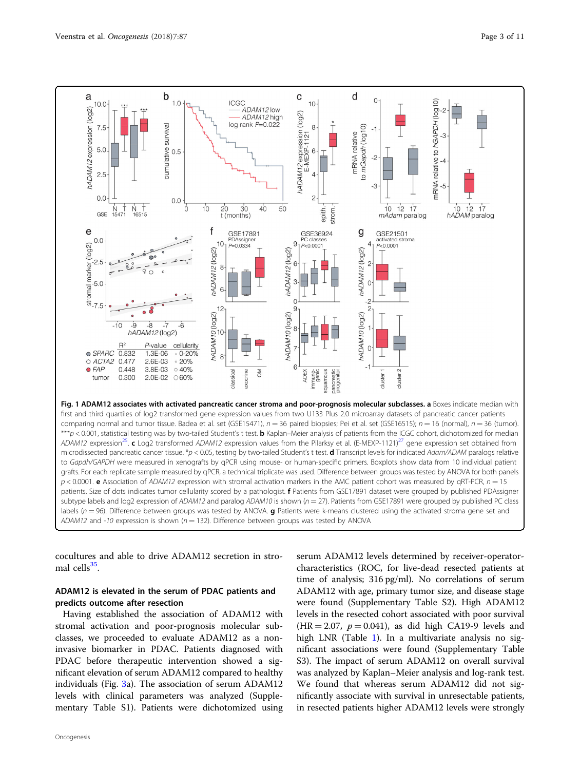a
10.0
7.5
5.0
2.5
0.0
hADAM12 expression (log2)
\*\*\* \*\*\*
N T N T
GSE 15471 16515

b
ICGC
ADAM12 low
ADAM12 high
log rank P=0.022
1.0
0.5
0.0
cumulative survival
0 10 20 30 40 50
t (months)

c
10
8
6
4
2
hADAM12 expression (log2) E-MEXP-1121
\*
epith. strom.

d
0
-1
-2
-3
mRNA relative to mGapdh (log10)
10 12 17
mAdam paralog
-2
-3
-4
-5
mRNA relative to hGAPDH (log10)
10 12 17
hADAM paralog

e
0.0
-2.5
-5.0
-7.5
stromal marker (log2)
-10 -9 -8 -7 -6
hADAM12 (log2)

| | $R^2$ | P-value | cellularity |
|---|---|---|---|
| SPARC | 0.832 | 1.3E-06 | 0-20% |
| ACTA2 | 0.477 | 2.6E-03 | 20% |
| FAP | 0.448 | 3.8E-03 | 40% |
| tumor | 0.300 | 2.0E-02 | 60% |

f
GSE17891
PDAssigner
P=0.0334
hADAM12 (log2)
hADAM10 (log2)
classical exocrine QM

GSE36924
PC classes
P<0.0001
hADAM12 (log2)
hADAM10 (log2)
ADEX immuno-genic squamous pancreatic progenitor

g
GSE21501
activated stroma
P<0.0001
hADAM12 (log2)
hADAM10 (log2)
cluster 1 cluster 2

**Fig. 1 ADAM12 associates with activated pancreatic cancer stroma and poor-prognosis molecular subclasses. a** Boxes indicate median with first and third quartiles of log2 transformed gene expression values from two U133 Plus 2.0 microarray datasets of pancreatic cancer patients comparing normal and tumor tissue. Badea et al. set (GSE15471), $n = 36$ paired biopsies; Pei et al. set (GSE16515); $n = 16$ (normal), $n = 36$ (tumor). \*\*\*$p < 0.001$, statistical testing was by two-tailed Student's t test. **b** Kaplan–Meier analysis of patients from the ICGC cohort, dichotomized for median *ADAM12* expression[25]. **c** Log2 transformed *ADAM12* expression values from the Pilarsky et al. (E-MEXP-1121)[27] gene expression set obtained from microdissected pancreatic cancer tissue. \*$p < 0.05$, testing by two-tailed Student's t test. **d** Transcript levels for indicated *Adam/ADAM* paralogs relative to *Gapdh/GAPDH* were measured in xenografts by qPCR using mouse- and human-specific primers. Boxplots show data from 10 individual patient grafts. For each replicate sample measured by qPCR, a technical triplicate was used. Difference between groups was tested by ANOVA for both panels $p < 0.0001$. **e** Association of *ADAM12* expression with stromal activation markers in the AMC patient cohort was measured by qRT-PCR, $n = 15$ patients. Size of dots indicates tumor cellularity scored by a pathologist. **f** Patients from GSE17891 dataset were grouped by published PDAssigner subtype labels and log2 expression of *ADAM12* and paralog *ADAM10* is shown ($n = 27$). Patients from GSE17891 were grouped by published PC class labels ($n = 96$). Difference between groups was tested by ANOVA. **g** Patients were k-means clustered using the activated stroma gene set and *ADAM12* and *-10* expression is shown ($n = 132$). Difference between groups was tested by ANOVA

cocultures and able to drive ADAM12 secretion in stromal cells[35].

### ADAM12 is elevated in the serum of PDAC patients and predicts outcome after resection

Having established the association of ADAM12 with stromal activation and poor-prognosis molecular subclasses, we proceeded to evaluate ADAM12 as a non-invasive biomarker in PDAC. Patients diagnosed with PDAC before therapeutic intervention showed a significant elevation of serum ADAM12 compared to healthy individuals (Fig. 3a). The association of serum ADAM12 levels with clinical parameters was analyzed (Supplementary Table S1). Patients were dichotomized using serum ADAM12 levels determined by receiver-operator-characteristics (ROC, for live-dead resected patients at time of analysis; 316 pg/ml). No correlations of serum ADAM12 with age, primary tumor size, and disease stage were found (Supplementary Table S2). High ADAM12 levels in the resected cohort associated with poor survival (HR = 2.07, $p = 0.041$), as did high CA19-9 levels and high LNR (Table 1). In a multivariate analysis no significant associations were found (Supplementary Table S3). The impact of serum ADAM12 on overall survival was analyzed by Kaplan–Meier analysis and log-rank test. We found that whereas serum ADAM12 did not significantly associate with survival in unresectable patients, in resected patients higher ADAM12 levels were strongly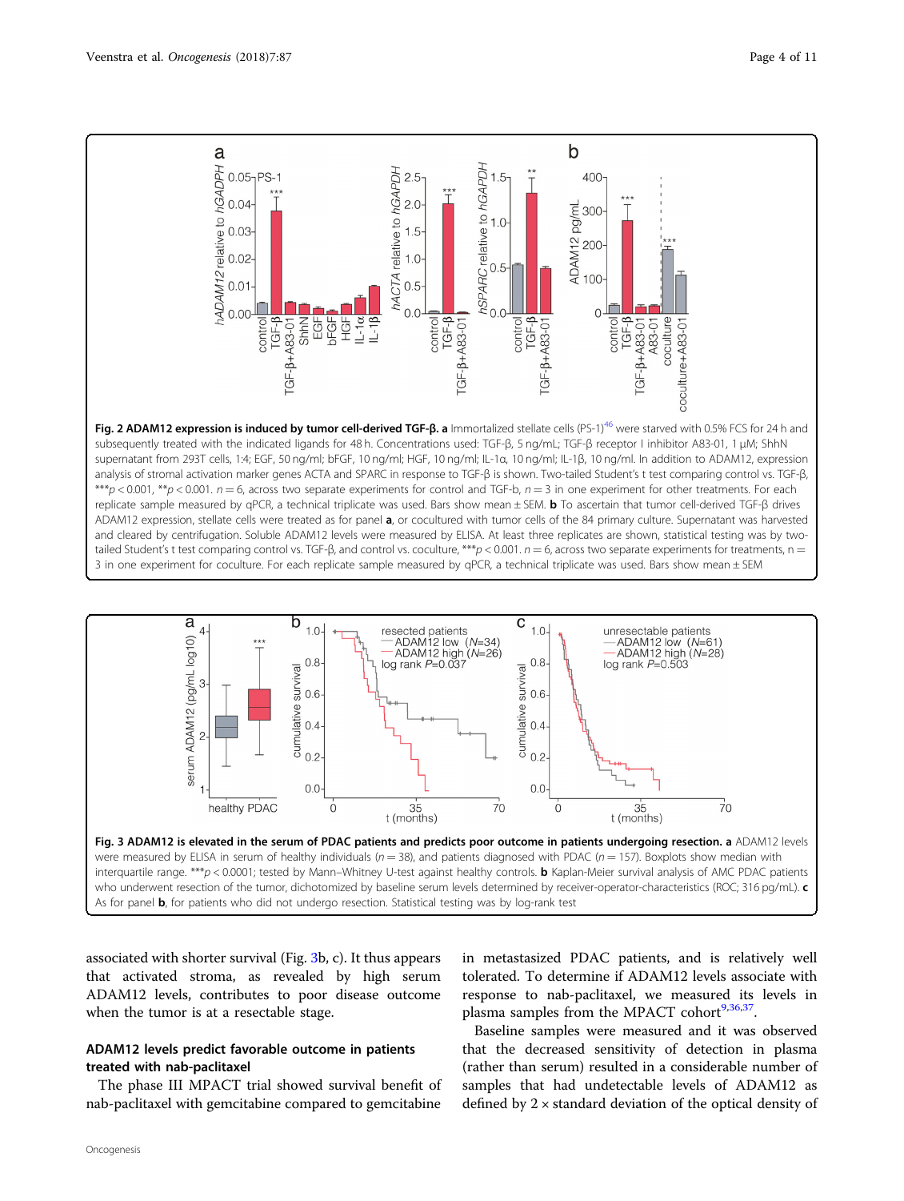a

PS-1

hADAM12 relative to hGADPH

0.05
0.04
0.03
0.02
0.01
0.00

***

control
TGF-β
TGF-β+A83-01
ShhN
EGF
bFGF
HGF
IL-1α
IL-1β

hACTA relative to hGAPDH

2.5
2.0
1.5
1.0
0.5
0.0

***

control
TGF-β
TGF-β+A83-01

hSPARC relative to hGAPDH

1.5
1.0
0.5
0.0

**

control
TGF-β
TGF-β+A83-01

b

ADAM12 pg/mL

400
300
200
100
0

***

***

control
TGF-β
TGF-β+A83-01
A83-01
coculture
coculture+A83-01

**Fig. 2 ADAM12 expression is induced by tumor cell-derived TGF-β. a** Immortalized stellate cells (PS-1)[46] were starved with 0.5% FCS for 24 h and subsequently treated with the indicated ligands for 48 h. Concentrations used: TGF-β, 5 ng/mL; TGF-β receptor I inhibitor A83-01, 1 µM; ShhN supernatant from 293T cells, 1:4; EGF, 50 ng/ml; bFGF, 10 ng/ml; HGF, 10 ng/ml; IL-1α, 10 ng/ml; IL-1β, 10 ng/ml. In addition to ADAM12, expression analysis of stromal activation marker genes ACTA and SPARC in response to TGF-β is shown. Two-tailed Student's t test comparing control vs. TGF-β, $***p < 0.001$, $**p < 0.001$. $n = 6$, across two separate experiments for control and TGF-b, $n = 3$ in one experiment for other treatments. For each replicate sample measured by qPCR, a technical triplicate was used. Bars show mean ± SEM. **b** To ascertain that tumor cell-derived TGF-β drives ADAM12 expression, stellate cells were treated as for panel **a**, or cocultured with tumor cells of the 84 primary culture. Supernatant was harvested and cleared by centrifugation. Soluble ADAM12 levels were measured by ELISA. At least three replicates are shown, statistical testing was by two-tailed Student's t test comparing control vs. TGF-β, and control vs. coculture, $***p < 0.001$. $n = 6$, across two separate experiments for treatments, $n = 3$ in one experiment for coculture. For each replicate sample measured by qPCR, a technical triplicate was used. Bars show mean ± SEM

a

serum ADAM12 (pg/mL log10)

4
3
2
1

***

healthy PDAC

b

resected patients
ADAM12 low (N=34)
ADAM12 high (N=26)
log rank P=0.037

cumulative survival

1.0
0.8
0.6
0.4
0.2
0.0

0 35 70
t (months)

c

unresectable patients
ADAM12 low (N=61)
ADAM12 high (N=28)
log rank P=0.503

cumulative survival

1.0
0.8
0.6
0.4
0.2
0.0

0 35 70
t (months)

**Fig. 3 ADAM12 is elevated in the serum of PDAC patients and predicts poor outcome in patients undergoing resection. a** ADAM12 levels were measured by ELISA in serum of healthy individuals ($n = 38$), and patients diagnosed with PDAC ($n = 157$). Boxplots show median with interquartile range. $***p < 0.0001$; tested by Mann–Whitney U-test against healthy controls. **b** Kaplan-Meier survival analysis of AMC PDAC patients who underwent resection of the tumor, dichotomized by baseline serum levels determined by receiver-operator-characteristics (ROC; 316 pg/mL). **c** As for panel **b**, for patients who did not undergo resection. Statistical testing was by log-rank test

associated with shorter survival (Fig. 3b, c). It thus appears that activated stroma, as revealed by high serum ADAM12 levels, contributes to poor disease outcome when the tumor is at a resectable stage.

### ADAM12 levels predict favorable outcome in patients treated with nab-paclitaxel

The phase III MPACT trial showed survival benefit of nab-paclitaxel with gemcitabine compared to gemcitabine in metastasized PDAC patients, and is relatively well tolerated. To determine if ADAM12 levels associate with response to nab-paclitaxel, we measured its levels in plasma samples from the MPACT cohort[9,36,37].

Baseline samples were measured and it was observed that the decreased sensitivity of detection in plasma (rather than serum) resulted in a considerable number of samples that had undetectable levels of ADAM12 as defined by 2 × standard deviation of the optical density of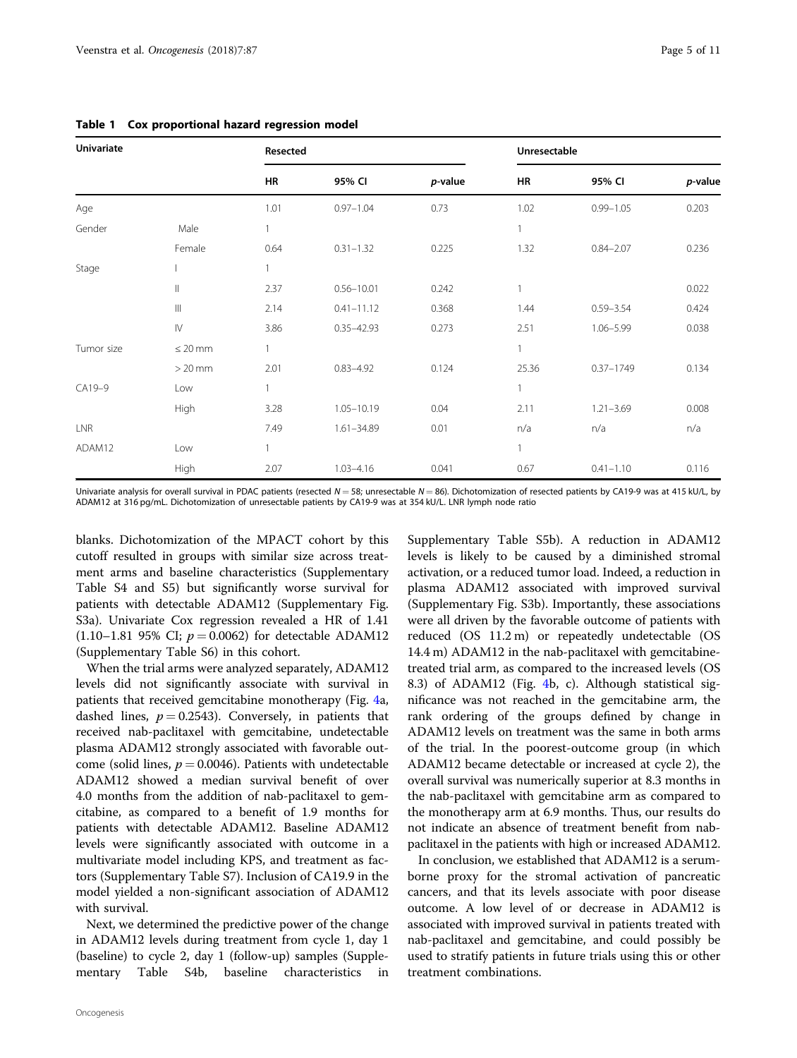**Table 1 Cox proportional hazard regression model**

| Univariate | | Resected | | | Unresectable | | |
|---|---|---|---|---|---|---|---|
| | | HR | 95% CI | *p*-value | HR | 95% CI | *p*-value |
| Age | | 1.01 | 0.97–1.04 | 0.73 | 1.02 | 0.99–1.05 | 0.203 |
| Gender | Male | 1 | | | 1 | | |
| | Female | 0.64 | 0.31–1.32 | 0.225 | 1.32 | 0.84–2.07 | 0.236 |
| Stage | I | 1 | | | | | |
| | II | 2.37 | 0.56–10.01 | 0.242 | 1 | | 0.022 |
| | III | 2.14 | 0.41–11.12 | 0.368 | 1.44 | 0.59–3.54 | 0.424 |
| | IV | 3.86 | 0.35–42.93 | 0.273 | 2.51 | 1.06–5.99 | 0.038 |
| Tumor size | ≤ 20 mm | 1 | | | 1 | | |
| | > 20 mm | 2.01 | 0.83–4.92 | 0.124 | 25.36 | 0.37–1749 | 0.134 |
| CA19–9 | Low | 1 | | | 1 | | |
| | High | 3.28 | 1.05–10.19 | 0.04 | 2.11 | 1.21–3.69 | 0.008 |
| LNR | | 7.49 | 1.61–34.89 | 0.01 | n/a | n/a | n/a |
| ADAM12 | Low | 1 | | | 1 | | |
| | High | 2.07 | 1.03–4.16 | 0.041 | 0.67 | 0.41–1.10 | 0.116 |

Univariate analysis for overall survival in PDAC patients (resected $N = 58$; unresectable $N = 86$). Dichotomization of resected patients by CA19-9 was at 415 kU/L, by ADAM12 at 316 pg/mL. Dichotomization of unresectable patients by CA19-9 was at 354 kU/L. LNR lymph node ratio

blanks. Dichotomization of the MPACT cohort by this cutoff resulted in groups with similar size across treatment arms and baseline characteristics (Supplementary Table S4 and S5) but significantly worse survival for patients with detectable ADAM12 (Supplementary Fig. S3a). Univariate Cox regression revealed a HR of 1.41 (1.10–1.81 95% CI; $p = 0.0062$) for detectable ADAM12 (Supplementary Table S6) in this cohort.

When the trial arms were analyzed separately, ADAM12 levels did not significantly associate with survival in patients that received gemcitabine monotherapy (Fig. 4a, dashed lines, $p = 0.2543$). Conversely, in patients that received nab-paclitaxel with gemcitabine, undetectable plasma ADAM12 strongly associated with favorable outcome (solid lines, $p = 0.0046$). Patients with undetectable ADAM12 showed a median survival benefit of over 4.0 months from the addition of nab-paclitaxel to gemcitabine, as compared to a benefit of 1.9 months for patients with detectable ADAM12. Baseline ADAM12 levels were significantly associated with outcome in a multivariate model including KPS, and treatment as factors (Supplementary Table S7). Inclusion of CA19.9 in the model yielded a non-significant association of ADAM12 with survival.

Next, we determined the predictive power of the change in ADAM12 levels during treatment from cycle 1, day 1 (baseline) to cycle 2, day 1 (follow-up) samples (Supplementary Table S4b, baseline characteristics in Supplementary Table S5b). A reduction in ADAM12 levels is likely to be caused by a diminished stromal activation, or a reduced tumor load. Indeed, a reduction in plasma ADAM12 associated with improved survival (Supplementary Fig. S3b). Importantly, these associations were all driven by the favorable outcome of patients with reduced (OS 11.2 m) or repeatedly undetectable (OS 14.4 m) ADAM12 in the nab-paclitaxel with gemcitabine-treated trial arm, as compared to the increased levels (OS 8.3) of ADAM12 (Fig. 4b, c). Although statistical significance was not reached in the gemcitabine arm, the rank ordering of the groups defined by change in ADAM12 levels on treatment was the same in both arms of the trial. In the poorest-outcome group (in which ADAM12 became detectable or increased at cycle 2), the overall survival was numerically superior at 8.3 months in the nab-paclitaxel with gemcitabine arm as compared to the monotherapy arm at 6.9 months. Thus, our results do not indicate an absence of treatment benefit from nab-paclitaxel in the patients with high or increased ADAM12.

In conclusion, we established that ADAM12 is a serum-borne proxy for the stromal activation of pancreatic cancers, and that its levels associate with poor disease outcome. A low level of or decrease in ADAM12 is associated with improved survival in patients treated with nab-paclitaxel and gemcitabine, and could possibly be used to stratify patients in future trials using this or other treatment combinations.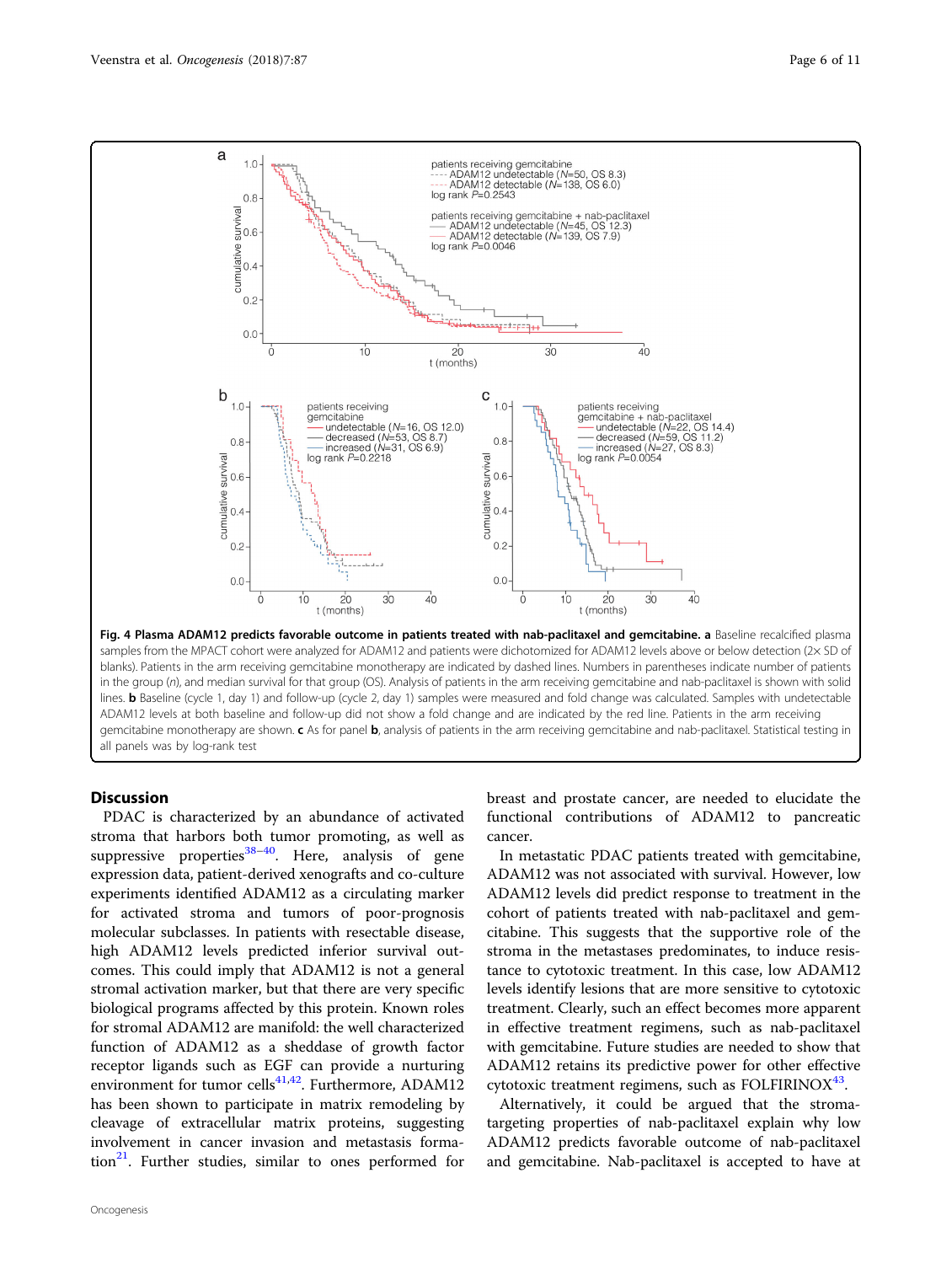a

1.0
0.8
0.6
0.4
0.2
0.0

cumulative survival

0 10 20 30 40

t (months)

patients receiving gemcitabine
ADAM12 undetectable (N=50, OS 8.3)
ADAM12 detectable (N=138, OS 6.0)
log rank P=0.2543

patients receiving gemcitabine + nab-paclitaxel
ADAM12 undetectable (N=45, OS 12.3)
ADAM12 detectable (N=139, OS 7.9)
log rank P=0.0046

b

1.0
0.8
0.6
0.4
0.2
0.0

cumulative survival

0 10 20 30 40

t (months)

patients receiving gemcitabine
undetectable (N=16, OS 12.0)
decreased (N=53, OS 8.7)
increased (N=31, OS 6.9)
log rank P=0.2218

c

1.0
0.8
0.6
0.4
0.2
0.0

cumulative survival

0 10 20 30 40

t (months)

patients receiving gemcitabine + nab-paclitaxel
undetectable (N=22, OS 14.4)
decreased (N=59, OS 11.2)
increased (N=27, OS 8.3)
log rank P=0.0054

**Fig. 4 Plasma ADAM12 predicts favorable outcome in patients treated with nab-paclitaxel and gemcitabine. a** Baseline recalcified plasma samples from the MPACT cohort were analyzed for ADAM12 and patients were dichotomized for ADAM12 levels above or below detection (2× SD of blanks). Patients in the arm receiving gemcitabine monotherapy are indicated by dashed lines. Numbers in parentheses indicate number of patients in the group (*n*), and median survival for that group (OS). Analysis of patients in the arm receiving gemcitabine and nab-paclitaxel is shown with solid lines. **b** Baseline (cycle 1, day 1) and follow-up (cycle 2, day 1) samples were measured and fold change was calculated. Samples with undetectable ADAM12 levels at both baseline and follow-up did not show a fold change and are indicated by the red line. Patients in the arm receiving gemcitabine monotherapy are shown. **c** As for panel **b**, analysis of patients in the arm receiving gemcitabine and nab-paclitaxel. Statistical testing in all panels was by log-rank test

## Discussion

PDAC is characterized by an abundance of activated stroma that harbors both tumor promoting, as well as suppressive properties[38–40]. Here, analysis of gene expression data, patient-derived xenografts and co-culture experiments identified ADAM12 as a circulating marker for activated stroma and tumors of poor-prognosis molecular subclasses. In patients with resectable disease, high ADAM12 levels predicted inferior survival outcomes. This could imply that ADAM12 is not a general stromal activation marker, but that there are very specific biological programs affected by this protein. Known roles for stromal ADAM12 are manifold: the well characterized function of ADAM12 as a sheddase of growth factor receptor ligands such as EGF can provide a nurturing environment for tumor cells[41,42]. Furthermore, ADAM12 has been shown to participate in matrix remodeling by cleavage of extracellular matrix proteins, suggesting involvement in cancer invasion and metastasis formation[21]. Further studies, similar to ones performed for breast and prostate cancer, are needed to elucidate the functional contributions of ADAM12 to pancreatic cancer.

In metastatic PDAC patients treated with gemcitabine, ADAM12 was not associated with survival. However, low ADAM12 levels did predict response to treatment in the cohort of patients treated with nab-paclitaxel and gemcitabine. This suggests that the supportive role of the stroma in the metastases predominates, to induce resistance to cytotoxic treatment. In this case, low ADAM12 levels identify lesions that are more sensitive to cytotoxic treatment. Clearly, such an effect becomes more apparent in effective treatment regimens, such as nab-paclitaxel with gemcitabine. Future studies are needed to show that ADAM12 retains its predictive power for other effective cytotoxic treatment regimens, such as FOLFIRINOX[43].

Alternatively, it could be argued that the stroma-targeting properties of nab-paclitaxel explain why low ADAM12 predicts favorable outcome of nab-paclitaxel and gemcitabine. Nab-paclitaxel is accepted to have at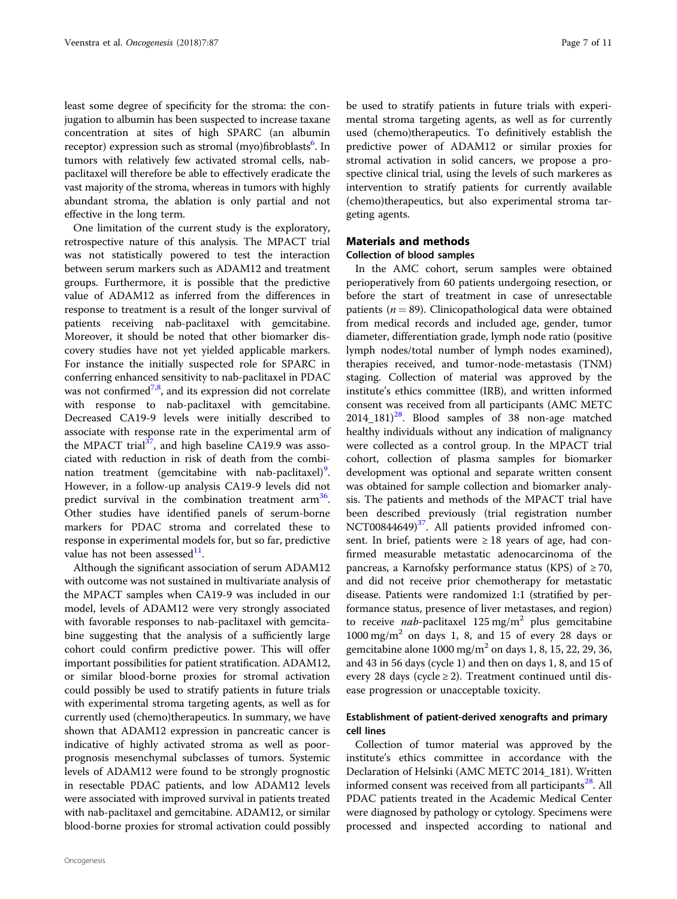least some degree of specificity for the stroma: the conjugation to albumin has been suspected to increase taxane concentration at sites of high SPARC (an albumin receptor) expression such as stromal (myo)fibroblasts[6]. In tumors with relatively few activated stromal cells, nab-paclitaxel will therefore be able to effectively eradicate the vast majority of the stroma, whereas in tumors with highly abundant stroma, the ablation is only partial and not effective in the long term.

One limitation of the current study is the exploratory, retrospective nature of this analysis. The MPACT trial was not statistically powered to test the interaction between serum markers such as ADAM12 and treatment groups. Furthermore, it is possible that the predictive value of ADAM12 as inferred from the differences in response to treatment is a result of the longer survival of patients receiving nab-paclitaxel with gemcitabine. Moreover, it should be noted that other biomarker discovery studies have not yet yielded applicable markers. For instance the initially suspected role for SPARC in conferring enhanced sensitivity to nab-paclitaxel in PDAC was not confirmed[7,8], and its expression did not correlate with response to nab-paclitaxel with gemcitabine. Decreased CA19-9 levels were initially described to associate with response rate in the experimental arm of the MPACT trial[37], and high baseline CA19.9 was associated with reduction in risk of death from the combination treatment (gemcitabine with nab-paclitaxel)[9]. However, in a follow-up analysis CA19-9 levels did not predict survival in the combination treatment arm[36]. Other studies have identified panels of serum-borne markers for PDAC stroma and correlated these to response in experimental models for, but so far, predictive value has not been assessed[11].

Although the significant association of serum ADAM12 with outcome was not sustained in multivariate analysis of the MPACT samples when CA19-9 was included in our model, levels of ADAM12 were very strongly associated with favorable responses to nab-paclitaxel with gemcitabine suggesting that the analysis of a sufficiently large cohort could confirm predictive power. This will offer important possibilities for patient stratification. ADAM12, or similar blood-borne proxies for stromal activation could possibly be used to stratify patients in future trials with experimental stroma targeting agents, as well as for currently used (chemo)therapeutics. In summary, we have shown that ADAM12 expression in pancreatic cancer is indicative of highly activated stroma as well as poor-prognosis mesenchymal subclasses of tumors. Systemic levels of ADAM12 were found to be strongly prognostic in resectable PDAC patients, and low ADAM12 levels were associated with improved survival in patients treated with nab-paclitaxel and gemcitabine. ADAM12, or similar blood-borne proxies for stromal activation could possibly be used to stratify patients in future trials with experimental stroma targeting agents, as well as for currently used (chemo)therapeutics. To definitively establish the predictive power of ADAM12 or similar proxies for stromal activation in solid cancers, we propose a prospective clinical trial, using the levels of such markeres as intervention to stratify patients for currently available (chemo)therapeutics, but also experimental stroma targeting agents.

## Materials and methods

### Collection of blood samples

In the AMC cohort, serum samples were obtained perioperatively from 60 patients undergoing resection, or before the start of treatment in case of unresectable patients ($n = 89$). Clinicopathological data were obtained from medical records and included age, gender, tumor diameter, differentiation grade, lymph node ratio (positive lymph nodes/total number of lymph nodes examined), therapies received, and tumor-node-metastasis (TNM) staging. Collection of material was approved by the institute's ethics committee (IRB), and written informed consent was received from all participants (AMC METC 2014_181)[28]. Blood samples of 38 non-age matched healthy individuals without any indication of malignancy were collected as a control group. In the MPACT trial cohort, collection of plasma samples for biomarker development was optional and separate written consent was obtained for sample collection and biomarker analysis. The patients and methods of the MPACT trial have been described previously (trial registration number NCT00844649)[37]. All patients provided infromed consent. In brief, patients were $\geq 18$ years of age, had confirmed measurable metastatic adenocarcinoma of the pancreas, a Karnofsky performance status (KPS) of $\geq 70$, and did not receive prior chemotherapy for metastatic disease. Patients were randomized 1:1 (stratified by performance status, presence of liver metastases, and region) to receive *nab*-paclitaxel 125 mg/m$^2$ plus gemcitabine 1000 mg/m$^2$ on days 1, 8, and 15 of every 28 days or gemcitabine alone 1000 mg/m$^2$ on days 1, 8, 15, 22, 29, 36, and 43 in 56 days (cycle 1) and then on days 1, 8, and 15 of every 28 days (cycle $\geq 2$). Treatment continued until disease progression or unacceptable toxicity.

### Establishment of patient-derived xenografts and primary cell lines

Collection of tumor material was approved by the institute's ethics committee in accordance with the Declaration of Helsinki (AMC METC 2014_181). Written informed consent was received from all participants[28]. All PDAC patients treated in the Academic Medical Center were diagnosed by pathology or cytology. Specimens were processed and inspected according to national and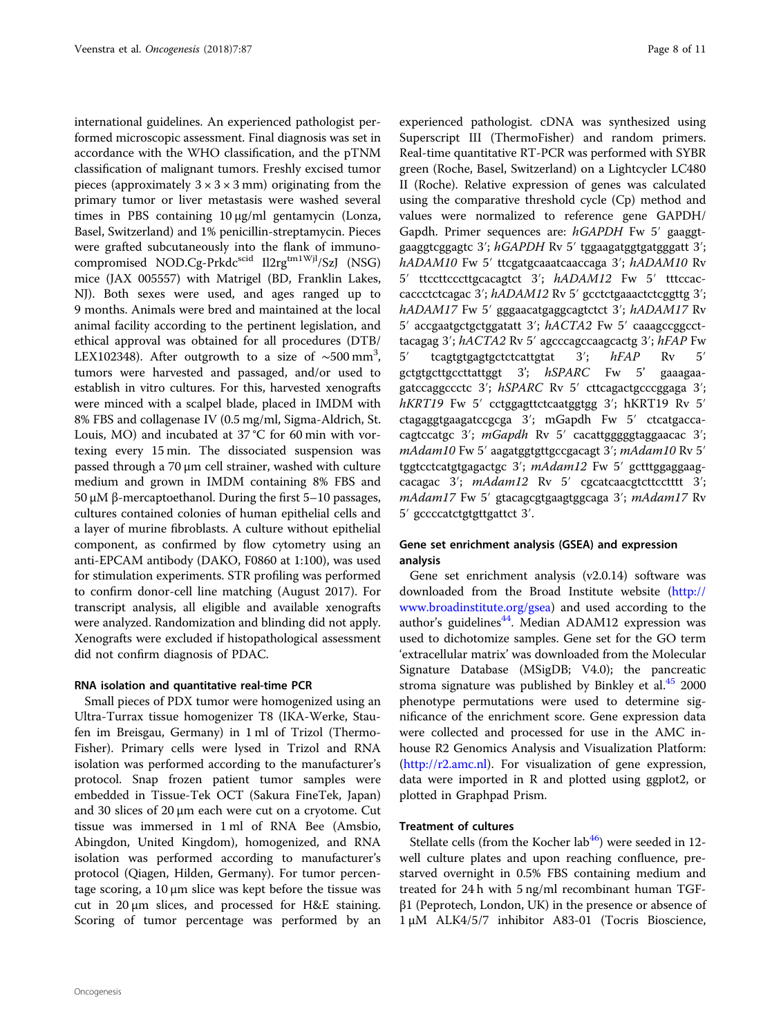international guidelines. An experienced pathologist performed microscopic assessment. Final diagnosis was set in accordance with the WHO classification, and the pTNM classification of malignant tumors. Freshly excised tumor pieces (approximately 3 × 3 × 3 mm) originating from the primary tumor or liver metastasis were washed several times in PBS containing 10 µg/ml gentamycin (Lonza, Basel, Switzerland) and 1% penicillin-streptamycin. Pieces were grafted subcutaneously into the flank of immunocompromised NOD.Cg-Prkdc$^{scid}$ Il2rg$^{tm1Wjl}$/SzJ (NSG) mice (JAX 005557) with Matrigel (BD, Franklin Lakes, NJ). Both sexes were used, and ages ranged up to 9 months. Animals were bred and maintained at the local animal facility according to the pertinent legislation, and ethical approval was obtained for all procedures (DTB/LEX102348). After outgrowth to a size of ~500 mm$^3$, tumors were harvested and passaged, and/or used to establish in vitro cultures. For this, harvested xenografts were minced with a scalpel blade, placed in IMDM with 8% FBS and collagenase IV (0.5 mg/ml, Sigma-Aldrich, St. Louis, MO) and incubated at 37 °C for 60 min with vortexing every 15 min. The dissociated suspension was passed through a 70 µm cell strainer, washed with culture medium and grown in IMDM containing 8% FBS and 50 µM β-mercaptoethanol. During the first 5–10 passages, cultures contained colonies of human epithelial cells and a layer of murine fibroblasts. A culture without epithelial component, as confirmed by flow cytometry using an anti-EPCAM antibody (DAKO, F0860 at 1:100), was used for stimulation experiments. STR profiling was performed to confirm donor-cell line matching (August 2017). For transcript analysis, all eligible and available xenografts were analyzed. Randomization and blinding did not apply. Xenografts were excluded if histopathological assessment did not confirm diagnosis of PDAC.

#### RNA isolation and quantitative real-time PCR

Small pieces of PDX tumor were homogenized using an Ultra-Turrax tissue homogenizer T8 (IKA-Werke, Staufen im Breisgau, Germany) in 1 ml of Trizol (ThermoFisher). Primary cells were lysed in Trizol and RNA isolation was performed according to the manufacturer's protocol. Snap frozen patient tumor samples were embedded in Tissue-Tek OCT (Sakura FineTek, Japan) and 30 slices of 20 µm each were cut on a cryotome. Cut tissue was immersed in 1 ml of RNA Bee (Amsbio, Abingdon, United Kingdom), homogenized, and RNA isolation was performed according to manufacturer's protocol (Qiagen, Hilden, Germany). For tumor percentage scoring, a 10 µm slice was kept before the tissue was cut in 20 µm slices, and processed for H&E staining. Scoring of tumor percentage was performed by an experienced pathologist. cDNA was synthesized using Superscript III (ThermoFisher) and random primers. Real-time quantitative RT-PCR was performed with SYBR green (Roche, Basel, Switzerland) on a Lightcycler LC480 II (Roche). Relative expression of genes was calculated using the comparative threshold cycle (Cp) method and values were normalized to reference gene GAPDH/Gapdh. Primer sequences are: *hGAPDH* Fw 5′ gaaggtgaaggtcggagtc 3′; *hGAPDH* Rv 5′ tggaagatggtgatgggatt 3′; *hADAM10* Fw 5′ ttcgatgcaaatcaaccaga 3′; *hADAM10* Rv 5′ ttccttcccttgcacagtct 3′; *hADAM12* Fw 5′ tttccaccaccctctcagac 3′; *hADAM12* Rv 5′ gcctctgaaactctcggttg 3′; *hADAM17* Fw 5′ gggaacatgaggcagtctct 3′; *hADAM17* Rv 5′ accgaatgctgctggatatt 3′; *hACTA2* Fw 5′ caaagccggccttacagag 3′; *hACTA2* Rv 5′ agcccagccaagcactg 3′; *hFAP* Fw 5′ tcagtgtgagtgctctcattgtat 3′; *hFAP* Rv 5′ gctgtgcttgccttattggt 3′; *hSPARC* Fw 5′ gaaagaagatccaggccctc 3′; *hSPARC* Rv 5′ cttcagactgcccggaga 3′; *hKRT19* Fw 5′ cctggagttctcaatggtgg 3′; hKRT19 Rv 5′ ctagaggtgaagatccgcga 3′; mGapdh Fw 5′ ctcatgaccacagtccatgc 3′; *mGapdh* Rv 5′ cacattgggggtaggaacac 3′; *mAdam10* Fw 5′ aagatggtgttgccgacagt 3′; *mAdam10* Rv 5′ tggtcctcatgtgagactgc 3′; *mAdam12* Fw 5′ gctttggaggaagcacagac 3′; *mAdam12* Rv 5′ cgcatcaacgtcttcctttt 3′; *mAdam17* Fw 5′ gtacagcgtgaagtggcaga 3′; *mAdam17* Rv 5′ gccccatctgtgttgattct 3′.

#### Gene set enrichment analysis (GSEA) and expression analysis

Gene set enrichment analysis (v2.0.14) software was downloaded from the Broad Institute website (http://www.broadinstitute.org/gsea) and used according to the author's guidelines[44]. Median ADAM12 expression was used to dichotomize samples. Gene set for the GO term 'extracellular matrix' was downloaded from the Molecular Signature Database (MSigDB; V4.0); the pancreatic stroma signature was published by Binkley et al.[45] 2000 phenotype permutations were used to determine significance of the enrichment score. Gene expression data were collected and processed for use in the AMC in-house R2 Genomics Analysis and Visualization Platform: (http://r2.amc.nl). For visualization of gene expression, data were imported in R and plotted using ggplot2, or plotted in Graphpad Prism.

#### Treatment of cultures

Stellate cells (from the Kocher lab[46]) were seeded in 12-well culture plates and upon reaching confluence, prestarved overnight in 0.5% FBS containing medium and treated for 24 h with 5 ng/ml recombinant human TGF-β1 (Peprotech, London, UK) in the presence or absence of 1 µM ALK4/5/7 inhibitor A83-01 (Tocris Bioscience,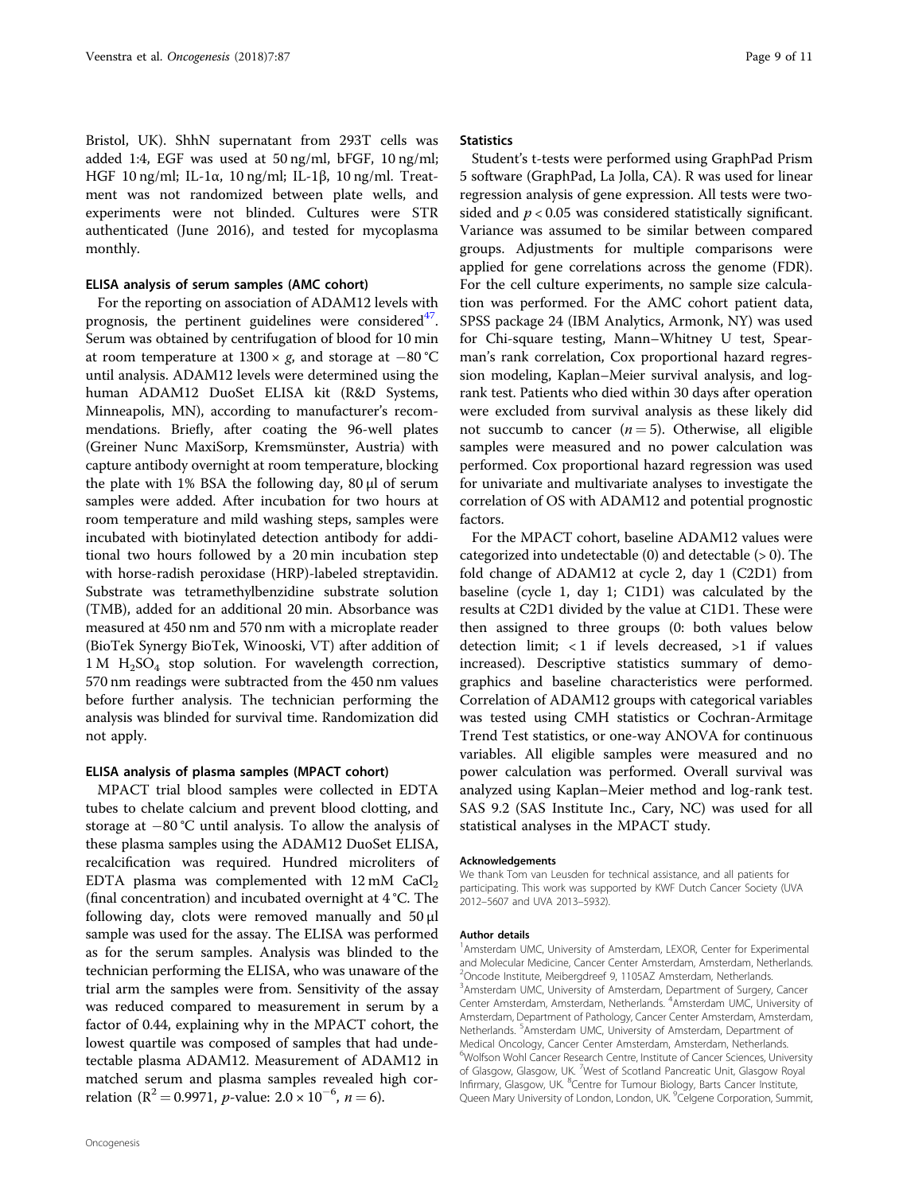Bristol, UK). ShhN supernatant from 293T cells was added 1:4, EGF was used at 50 ng/ml, bFGF, 10 ng/ml; HGF 10 ng/ml; IL-1α, 10 ng/ml; IL-1β, 10 ng/ml. Treatment was not randomized between plate wells, and experiments were not blinded. Cultures were STR authenticated (June 2016), and tested for mycoplasma monthly.

### ELISA analysis of serum samples (AMC cohort)

For the reporting on association of ADAM12 levels with prognosis, the pertinent guidelines were considered[47]. Serum was obtained by centrifugation of blood for 10 min at room temperature at 1300 × *g*, and storage at −80 °C until analysis. ADAM12 levels were determined using the human ADAM12 DuoSet ELISA kit (R&D Systems, Minneapolis, MN), according to manufacturer's recommendations. Briefly, after coating the 96-well plates (Greiner Nunc MaxiSorp, Kremsmünster, Austria) with capture antibody overnight at room temperature, blocking the plate with 1% BSA the following day, 80 µl of serum samples were added. After incubation for two hours at room temperature and mild washing steps, samples were incubated with biotinylated detection antibody for additional two hours followed by a 20 min incubation step with horse-radish peroxidase (HRP)-labeled streptavidin. Substrate was tetramethylbenzidine substrate solution (TMB), added for an additional 20 min. Absorbance was measured at 450 nm and 570 nm with a microplate reader (BioTek Synergy BioTek, Winooski, VT) after addition of 1 M $H_2SO_4$ stop solution. For wavelength correction, 570 nm readings were subtracted from the 450 nm values before further analysis. The technician performing the analysis was blinded for survival time. Randomization did not apply.

### ELISA analysis of plasma samples (MPACT cohort)

MPACT trial blood samples were collected in EDTA tubes to chelate calcium and prevent blood clotting, and storage at −80 °C until analysis. To allow the analysis of these plasma samples using the ADAM12 DuoSet ELISA, recalcification was required. Hundred microliters of EDTA plasma was complemented with 12 mM $CaCl_2$ (final concentration) and incubated overnight at 4 °C. The following day, clots were removed manually and 50 µl sample was used for the assay. The ELISA was performed as for the serum samples. Analysis was blinded to the technician performing the ELISA, who was unaware of the trial arm the samples were from. Sensitivity of the assay was reduced compared to measurement in serum by a factor of 0.44, explaining why in the MPACT cohort, the lowest quartile was composed of samples that had undetectable plasma ADAM12. Measurement of ADAM12 in matched serum and plasma samples revealed high correlation ($R^2 = 0.9971$, *p*-value: $2.0 \times 10^{-6}$, $n = 6$).

### Statistics

Student's t-tests were performed using GraphPad Prism 5 software (GraphPad, La Jolla, CA). R was used for linear regression analysis of gene expression. All tests were two-sided and $p < 0.05$ was considered statistically significant. Variance was assumed to be similar between compared groups. Adjustments for multiple comparisons were applied for gene correlations across the genome (FDR). For the cell culture experiments, no sample size calculation was performed. For the AMC cohort patient data, SPSS package 24 (IBM Analytics, Armonk, NY) was used for Chi-square testing, Mann–Whitney U test, Spearman's rank correlation, Cox proportional hazard regression modeling, Kaplan–Meier survival analysis, and log-rank test. Patients who died within 30 days after operation were excluded from survival analysis as these likely did not succumb to cancer ($n = 5$). Otherwise, all eligible samples were measured and no power calculation was performed. Cox proportional hazard regression was used for univariate and multivariate analyses to investigate the correlation of OS with ADAM12 and potential prognostic factors.

For the MPACT cohort, baseline ADAM12 values were categorized into undetectable (0) and detectable (> 0). The fold change of ADAM12 at cycle 2, day 1 (C2D1) from baseline (cycle 1, day 1; C1D1) was calculated by the results at C2D1 divided by the value at C1D1. These were then assigned to three groups (0: both values below detection limit; < 1 if levels decreased, >1 if values increased). Descriptive statistics summary of demographics and baseline characteristics were performed. Correlation of ADAM12 groups with categorical variables was tested using CMH statistics or Cochran-Armitage Trend Test statistics, or one-way ANOVA for continuous variables. All eligible samples were measured and no power calculation was performed. Overall survival was analyzed using Kaplan–Meier method and log-rank test. SAS 9.2 (SAS Institute Inc., Cary, NC) was used for all statistical analyses in the MPACT study.

#### Acknowledgements

We thank Tom van Leusden for technical assistance, and all patients for participating. This work was supported by KWF Dutch Cancer Society (UVA 2012–5607 and UVA 2013–5932).

#### Author details

[1]Amsterdam UMC, University of Amsterdam, LEXOR, Center for Experimental and Molecular Medicine, Cancer Center Amsterdam, Amsterdam, Netherlands. [2]Oncode Institute, Meibergdreef 9, 1105AZ Amsterdam, Netherlands. [3]Amsterdam UMC, University of Amsterdam, Department of Surgery, Cancer Center Amsterdam, Amsterdam, Netherlands. [4]Amsterdam UMC, University of Amsterdam, Department of Pathology, Cancer Center Amsterdam, Amsterdam, Netherlands. [5]Amsterdam UMC, University of Amsterdam, Department of Medical Oncology, Cancer Center Amsterdam, Amsterdam, Netherlands. [6]Wolfson Wohl Cancer Research Centre, Institute of Cancer Sciences, University of Glasgow, Glasgow, UK. [7]West of Scotland Pancreatic Unit, Glasgow Royal Infirmary, Glasgow, UK. [8]Centre for Tumour Biology, Barts Cancer Institute, Queen Mary University of London, London, UK. [9]Celgene Corporation, Summit,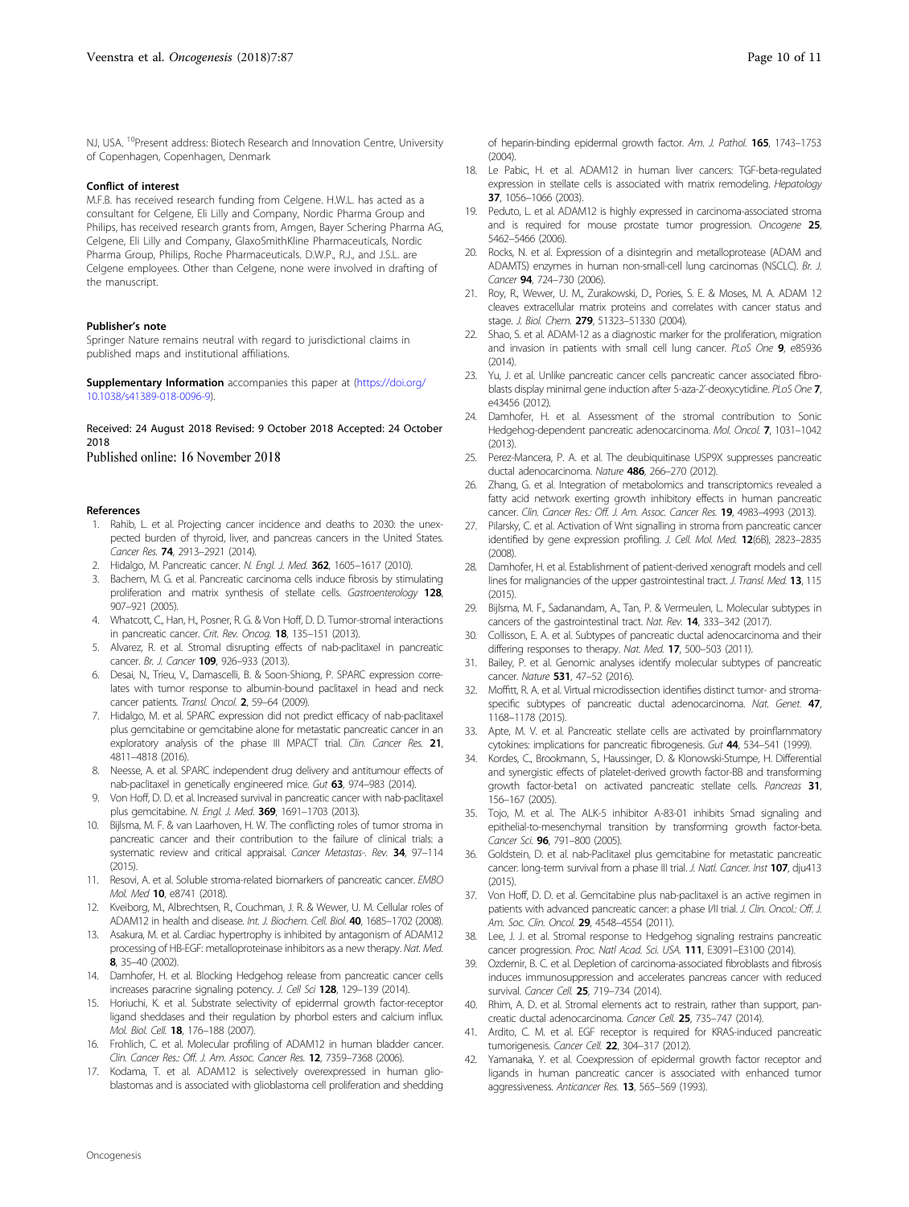NJ, USA. [10]Present address: Biotech Research and Innovation Centre, University of Copenhagen, Copenhagen, Denmark

### Conflict of interest

M.F.B. has received research funding from Celgene. H.W.L. has acted as a consultant for Celgene, Eli Lilly and Company, Nordic Pharma Group and Philips, has received research grants from, Amgen, Bayer Schering Pharma AG, Celgene, Eli Lilly and Company, GlaxoSmithKline Pharmaceuticals, Nordic Pharma Group, Philips, Roche Pharmaceuticals. D.W.P., R.J., and J.S.L. are Celgene employees. Other than Celgene, none were involved in drafting of the manuscript.

### Publisher's note

Springer Nature remains neutral with regard to jurisdictional claims in published maps and institutional affiliations.

**Supplementary Information** accompanies this paper at (https://doi.org/10.1038/s41389-018-0096-9).

Received: 24 August 2018 Revised: 9 October 2018 Accepted: 24 October 2018
Published online: 16 November 2018

### References

1. Rahib, L. et al. Projecting cancer incidence and deaths to 2030: the unexpected burden of thyroid, liver, and pancreas cancers in the United States. *Cancer Res.* **74**, 2913–2921 (2014).
2. Hidalgo, M. Pancreatic cancer. *N. Engl. J. Med.* **362**, 1605–1617 (2010).
3. Bachem, M. G. et al. Pancreatic carcinoma cells induce fibrosis by stimulating proliferation and matrix synthesis of stellate cells. *Gastroenterology* **128**, 907–921 (2005).
4. Whatcott, C., Han, H., Posner, R. G. & Von Hoff, D. D. Tumor-stromal interactions in pancreatic cancer. *Crit. Rev. Oncog.* **18**, 135–151 (2013).
5. Alvarez, R. et al. Stromal disrupting effects of nab-paclitaxel in pancreatic cancer. *Br. J. Cancer* **109**, 926–933 (2013).
6. Desai, N., Trieu, V., Damascelli, B. & Soon-Shiong, P. SPARC expression correlates with tumor response to albumin-bound paclitaxel in head and neck cancer patients. *Transl. Oncol.* **2**, 59–64 (2009).
7. Hidalgo, M. et al. SPARC expression did not predict efficacy of nab-paclitaxel plus gemcitabine or gemcitabine alone for metastatic pancreatic cancer in an exploratory analysis of the phase III MPACT trial. *Clin. Cancer Res.* **21**, 4811–4818 (2016).
8. Neesse, A. et al. SPARC independent drug delivery and antitumour effects of nab-paclitaxel in genetically engineered mice. *Gut* **63**, 974–983 (2014).
9. Von Hoff, D. D. et al. Increased survival in pancreatic cancer with nab-paclitaxel plus gemcitabine. *N. Engl. J. Med.* **369**, 1691–1703 (2013).
10. Bijlsma, M. F. & van Laarhoven, H. W. The conflicting roles of tumor stroma in pancreatic cancer and their contribution to the failure of clinical trials: a systematic review and critical appraisal. *Cancer Metastas-. Rev.* **34**, 97–114 (2015).
11. Resovi, A. et al. Soluble stroma-related biomarkers of pancreatic cancer. *EMBO Mol. Med* **10**, e8741 (2018).
12. Kveiborg, M., Albrechtsen, R., Couchman, J. R. & Wewer, U. M. Cellular roles of ADAM12 in health and disease. *Int. J. Biochem. Cell. Biol.* **40**, 1685–1702 (2008).
13. Asakura, M. et al. Cardiac hypertrophy is inhibited by antagonism of ADAM12 processing of HB-EGF: metalloproteinase inhibitors as a new therapy. *Nat. Med.* **8**, 35–40 (2002).
14. Damhofer, H. et al. Blocking Hedgehog release from pancreatic cancer cells increases paracrine signaling potency. *J. Cell Sci* **128**, 129–139 (2014).
15. Horiuchi, K. et al. Substrate selectivity of epidermal growth factor-receptor ligand sheddases and their regulation by phorbol esters and calcium influx. *Mol. Biol. Cell.* **18**, 176–188 (2007).
16. Frohlich, C. et al. Molecular profiling of ADAM12 in human bladder cancer. *Clin. Cancer Res.: Off. J. Am. Assoc. Cancer Res.* **12**, 7359–7368 (2006).
17. Kodama, T. et al. ADAM12 is selectively overexpressed in human glioblastomas and is associated with glioblastoma cell proliferation and shedding of heparin-binding epidermal growth factor. *Am. J. Pathol.* **165**, 1743–1753 (2004).
18. Le Pabic, H. et al. ADAM12 in human liver cancers: TGF-beta-regulated expression in stellate cells is associated with matrix remodeling. *Hepatology* **37**, 1056–1066 (2003).
19. Peduto, L. et al. ADAM12 is highly expressed in carcinoma-associated stroma and is required for mouse prostate tumor progression. *Oncogene* **25**, 5462–5466 (2006).
20. Rocks, N. et al. Expression of a disintegrin and metalloprotease (ADAM and ADAMTS) enzymes in human non-small-cell lung carcinomas (NSCLC). *Br. J. Cancer* **94**, 724–730 (2006).
21. Roy, R., Wewer, U. M., Zurakowski, D., Pories, S. E. & Moses, M. A. ADAM 12 cleaves extracellular matrix proteins and correlates with cancer status and stage. *J. Biol. Chem.* **279**, 51323–51330 (2004).
22. Shao, S. et al. ADAM-12 as a diagnostic marker for the proliferation, migration and invasion in patients with small cell lung cancer. *PLoS One* **9**, e85936 (2014).
23. Yu, J. et al. Unlike pancreatic cancer cells pancreatic cancer associated fibroblasts display minimal gene induction after 5-aza-2'-deoxycytidine. *PLoS One* **7**, e43456 (2012).
24. Damhofer, H. et al. Assessment of the stromal contribution to Sonic Hedgehog-dependent pancreatic adenocarcinoma. *Mol. Oncol.* **7**, 1031–1042 (2013).
25. Perez-Mancera, P. A. et al. The deubiquitinase USP9X suppresses pancreatic ductal adenocarcinoma. *Nature* **486**, 266–270 (2012).
26. Zhang, G. et al. Integration of metabolomics and transcriptomics revealed a fatty acid network exerting growth inhibitory effects in human pancreatic cancer. *Clin. Cancer Res.: Off. J. Am. Assoc. Cancer Res.* **19**, 4983–4993 (2013).
27. Pilarsky, C. et al. Activation of Wnt signalling in stroma from pancreatic cancer identified by gene expression profiling. *J. Cell. Mol. Med.* **12**(6B), 2823–2835 (2008).
28. Damhofer, H. et al. Establishment of patient-derived xenograft models and cell lines for malignancies of the upper gastrointestinal tract. *J. Transl. Med.* **13**, 115 (2015).
29. Bijlsma, M. F., Sadanandam, A., Tan, P. & Vermeulen, L. Molecular subtypes in cancers of the gastrointestinal tract. *Nat. Rev.* **14**, 333–342 (2017).
30. Collisson, E. A. et al. Subtypes of pancreatic ductal adenocarcinoma and their differing responses to therapy. *Nat. Med.* **17**, 500–503 (2011).
31. Bailey, P. et al. Genomic analyses identify molecular subtypes of pancreatic cancer. *Nature* **531**, 47–52 (2016).
32. Moffitt, R. A. et al. Virtual microdissection identifies distinct tumor- and stroma-specific subtypes of pancreatic ductal adenocarcinoma. *Nat. Genet.* **47**, 1168–1178 (2015).
33. Apte, M. V. et al. Pancreatic stellate cells are activated by proinflammatory cytokines: implications for pancreatic fibrogenesis. *Gut* **44**, 534–541 (1999).
34. Kordes, C., Brookmann, S., Haussinger, D. & Klonowski-Stumpe, H. Differential and synergistic effects of platelet-derived growth factor-BB and transforming growth factor-beta1 on activated pancreatic stellate cells. *Pancreas* **31**, 156–167 (2005).
35. Tojo, M. et al. The ALK-5 inhibitor A-83-01 inhibits Smad signaling and epithelial-to-mesenchymal transition by transforming growth factor-beta. *Cancer Sci.* **96**, 791–800 (2005).
36. Goldstein, D. et al. nab-Paclitaxel plus gemcitabine for metastatic pancreatic cancer: long-term survival from a phase III trial. *J. Natl. Cancer. Inst* **107**, dju413 (2015).
37. Von Hoff, D. D. et al. Gemcitabine plus nab-paclitaxel is an active regimen in patients with advanced pancreatic cancer: a phase I/II trial. *J. Clin. Oncol.: Off. J. Am. Soc. Clin. Oncol.* **29**, 4548–4554 (2011).
38. Lee, J. J. et al. Stromal response to Hedgehog signaling restrains pancreatic cancer progression. *Proc. Natl Acad. Sci. USA.* **111**, E3091–E3100 (2014).
39. Ozdemir, B. C. et al. Depletion of carcinoma-associated fibroblasts and fibrosis induces immunosuppression and accelerates pancreas cancer with reduced survival. *Cancer Cell.* **25**, 719–734 (2014).
40. Rhim, A. D. et al. Stromal elements act to restrain, rather than support, pancreatic ductal adenocarcinoma. *Cancer Cell.* **25**, 735–747 (2014).
41. Ardito, C. M. et al. EGF receptor is required for KRAS-induced pancreatic tumorigenesis. *Cancer Cell.* **22**, 304–317 (2012).
42. Yamanaka, Y. et al. Coexpression of epidermal growth factor receptor and ligands in human pancreatic cancer is associated with enhanced tumor aggressiveness. *Anticancer Res.* **13**, 565–569 (1993).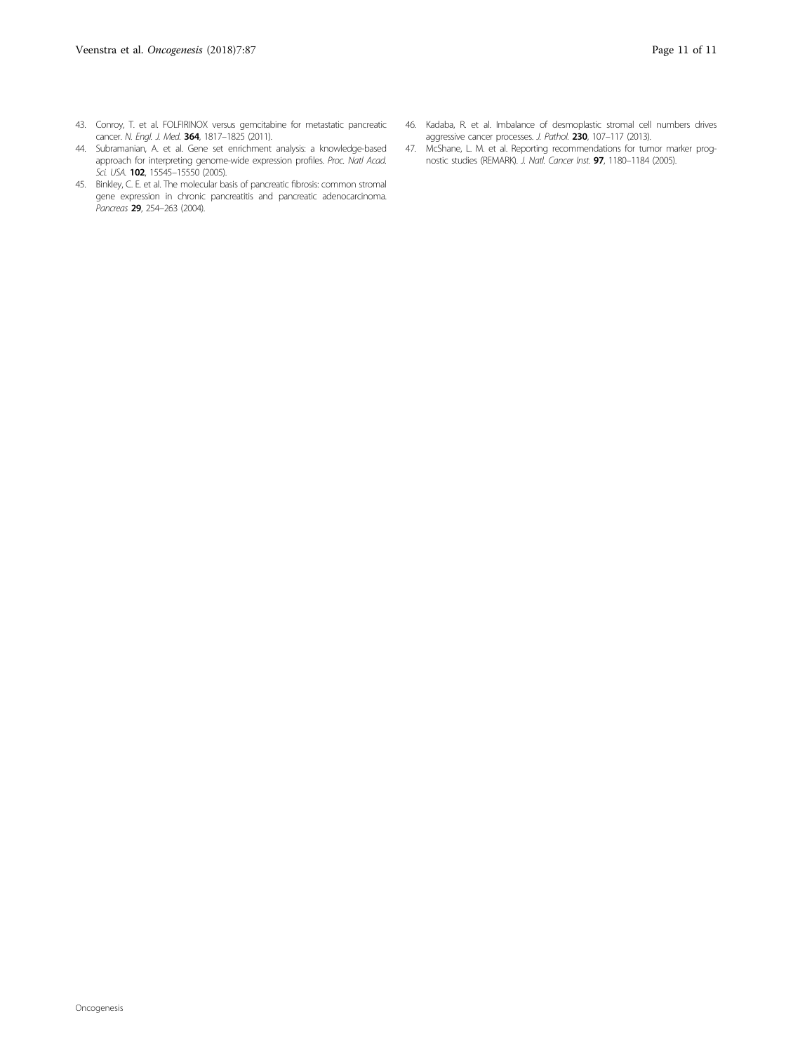43. Conroy, T. et al. FOLFIRINOX versus gemcitabine for metastatic pancreatic cancer. *N. Engl. J. Med.* **364**, 1817–1825 (2011).
44. Subramanian, A. et al. Gene set enrichment analysis: a knowledge-based approach for interpreting genome-wide expression profiles. *Proc. Natl Acad. Sci. USA.* **102**, 15545–15550 (2005).
45. Binkley, C. E. et al. The molecular basis of pancreatic fibrosis: common stromal gene expression in chronic pancreatitis and pancreatic adenocarcinoma. *Pancreas* **29**, 254–263 (2004).
46. Kadaba, R. et al. Imbalance of desmoplastic stromal cell numbers drives aggressive cancer processes. *J. Pathol.* **230**, 107–117 (2013).
47. McShane, L. M. et al. Reporting recommendations for tumor marker prognostic studies (REMARK). *J. Natl. Cancer Inst.* **97**, 1180–1184 (2005).